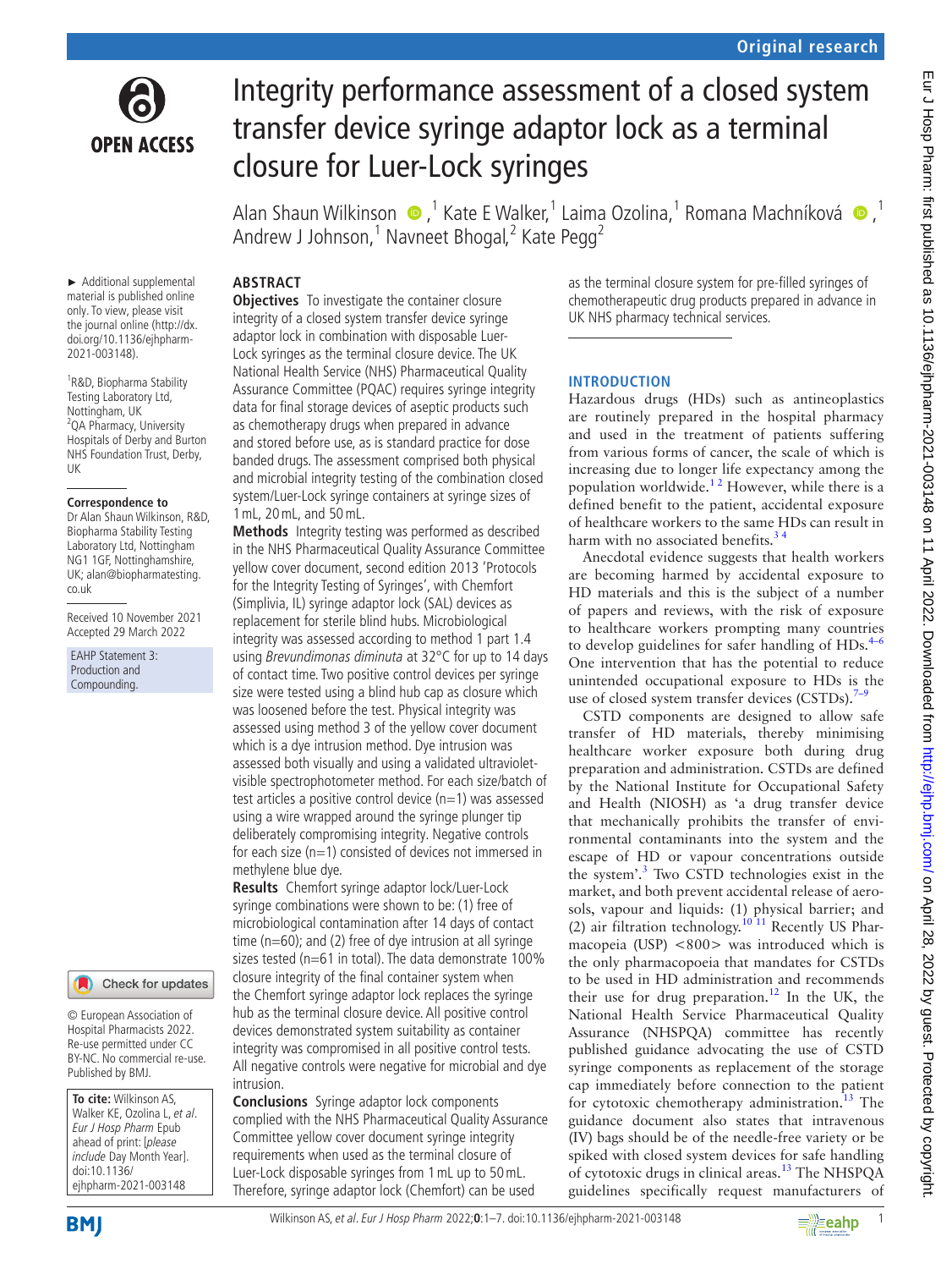# Integrity performance assessment of a closed system transfer device syringe adaptor lock as a terminal closure for Luer-Lock syringes

Alan Shaun Wilkinson [1], Kate E Walker,[1] Laima Ozolina,[1] Romana Machníková [1], Andrew J Johnson,[1] Navneet Bhogal,[2] Kate Pegg[2]

► Additional supplemental material is published online only. To view, please visit the journal online (http://dx.doi.org/10.1136/ejhpharm-2021-003148).

[1]R&D, Biopharma Stability Testing Laboratory Ltd, Nottingham, UK
[2]QA Pharmacy, University Hospitals of Derby and Burton NHS Foundation Trust, Derby, UK

**Correspondence to**
Dr Alan Shaun Wilkinson, R&D, Biopharma Stability Testing Laboratory Ltd, Nottingham NG1 1GF, Nottinghamshire, UK; alan@biopharmatesting.co.uk

Received 10 November 2021
Accepted 29 March 2022

EAHP Statement 3: Production and Compounding.

© European Association of Hospital Pharmacists 2022. Re-use permitted under CC BY-NC. No commercial re-use. Published by BMJ.

**To cite:** Wilkinson AS, Walker KE, Ozolina L, *et al*. *Eur J Hosp Pharm* Epub ahead of print: [*please include* Day Month Year]. doi:10.1136/ejhpharm-2021-003148

## ABSTRACT

**Objectives** To investigate the container closure integrity of a closed system transfer device syringe adaptor lock in combination with disposable Luer-Lock syringes as the terminal closure device. The UK National Health Service (NHS) Pharmaceutical Quality Assurance Committee (PQAC) requires syringe integrity data for final storage devices of aseptic products such as chemotherapy drugs when prepared in advance and stored before use, as is standard practice for dose banded drugs. The assessment comprised both physical and microbial integrity testing of the combination closed system/Luer-Lock syringe containers at syringe sizes of 1 mL, 20 mL, and 50 mL.

**Methods** Integrity testing was performed as described in the NHS Pharmaceutical Quality Assurance Committee yellow cover document, second edition 2013 'Protocols for the Integrity Testing of Syringes', with Chemfort (Simplivia, IL) syringe adaptor lock (SAL) devices as replacement for sterile blind hubs. Microbiological integrity was assessed according to method 1 part 1.4 using *Brevundimonas diminuta* at 32°C for up to 14 days of contact time. Two positive control devices per syringe size were tested using a blind hub cap as closure which was loosened before the test. Physical integrity was assessed using method 3 of the yellow cover document which is a dye intrusion method. Dye intrusion was assessed both visually and using a validated ultraviolet-visible spectrophotometer method. For each size/batch of test articles a positive control device (n=1) was assessed using a wire wrapped around the syringe plunger tip deliberately compromising integrity. Negative controls for each size (n=1) consisted of devices not immersed in methylene blue dye.

**Results** Chemfort syringe adaptor lock/Luer-Lock syringe combinations were shown to be: (1) free of microbiological contamination after 14 days of contact time (n=60); and (2) free of dye intrusion at all syringe sizes tested (n=61 in total). The data demonstrate 100% closure integrity of the final container system when the Chemfort syringe adaptor lock replaces the syringe hub as the terminal closure device. All positive control devices demonstrated system suitability as container integrity was compromised in all positive control tests. All negative controls were negative for microbial and dye intrusion.

**Conclusions** Syringe adaptor lock components complied with the NHS Pharmaceutical Quality Assurance Committee yellow cover document syringe integrity requirements when used as the terminal closure of Luer-Lock disposable syringes from 1 mL up to 50 mL. Therefore, syringe adaptor lock (Chemfort) can be used as the terminal closure system for pre-filled syringes of chemotherapeutic drug products prepared in advance in UK NHS pharmacy technical services.

## INTRODUCTION

Hazardous drugs (HDs) such as antineoplastics are routinely prepared in the hospital pharmacy and used in the treatment of patients suffering from various forms of cancer, the scale of which is increasing due to longer life expectancy among the population worldwide.[1,2] However, while there is a defined benefit to the patient, accidental exposure of healthcare workers to the same HDs can result in harm with no associated benefits.[3,4]

Anecdotal evidence suggests that health workers are becoming harmed by accidental exposure to HD materials and this is the subject of a number of papers and reviews, with the risk of exposure to healthcare workers prompting many countries to develop guidelines for safer handling of HDs.[4–6] One intervention that has the potential to reduce unintended occupational exposure to HDs is the use of closed system transfer devices (CSTDs).[7–9]

CSTD components are designed to allow safe transfer of HD materials, thereby minimising healthcare worker exposure both during drug preparation and administration. CSTDs are defined by the National Institute for Occupational Safety and Health (NIOSH) as 'a drug transfer device that mechanically prohibits the transfer of environmental contaminants into the system and the escape of HD or vapour concentrations outside the system'.[3] Two CSTD technologies exist in the market, and both prevent accidental release of aerosols, vapour and liquids: (1) physical barrier; and (2) air filtration technology.[10,11] Recently US Pharmacopeia (USP) <800> was introduced which is the only pharmacopoeia that mandates for CSTDs to be used in HD administration and recommends their use for drug preparation.[12] In the UK, the National Health Service Pharmaceutical Quality Assurance (NHSPQA) committee has recently published guidance advocating the use of CSTD syringe components as replacement of the storage cap immediately before connection to the patient for cytotoxic chemotherapy administration.[13] The guidance document also states that intravenous (IV) bags should be of the needle-free variety or be spiked with closed system devices for safe handling of cytotoxic drugs in clinical areas.[13] The NHSPQA guidelines specifically request manufacturers of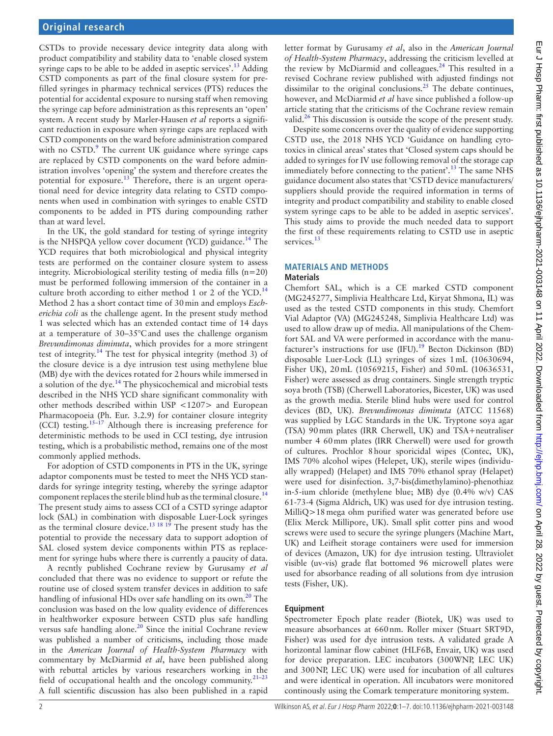CSTDs to provide necessary device integrity data along with product compatibility and stability data to 'enable closed system syringe caps to be able to be added in aseptic services'.[13] Adding CSTD components as part of the final closure system for prefilled syringes in pharmacy technical services (PTS) reduces the potential for accidental exposure to nursing staff when removing the syringe cap before administration as this represents an 'open' system. A recent study by Marler-Hausen *et al* reports a significant reduction in exposure when syringe caps are replaced with CSTD components on the ward before administration compared with no CSTD.[9] The current UK guidance where syringe caps are replaced by CSTD components on the ward before administration involves 'opening' the system and therefore creates the potential for exposure.[13] Therefore, there is an urgent operational need for device integrity data relating to CSTD components when used in combination with syringes to enable CSTD components to be added in PTS during compounding rather than at ward level.

In the UK, the gold standard for testing of syringe integrity is the NHSPQA yellow cover document (YCD) guidance.[14] The YCD requires that both microbiological and physical integrity tests are performed on the container closure system to assess integrity. Microbiological sterility testing of media fills (n=20) must be performed following immersion of the container in a culture broth according to either method 1 or 2 of the YCD.[14] Method 2 has a short contact time of 30 min and employs *Escherichia coli* as the challenge agent. In the present study method 1 was selected which has an extended contact time of 14 days at a temperature of 30–35°C and uses the challenge organism *Brevundimonas diminuta*, which provides for a more stringent test of integrity.[14] The test for physical integrity (method 3) of the closure device is a dye intrusion test using methylene blue (MB) dye with the devices rotated for 2 hours while immersed in a solution of the dye.[14] The physicochemical and microbial tests described in the NHS YCD share significant commonality with other methods described within USP <1207> and European Pharmacopoeia (Ph. Eur. 3.2.9) for container closure integrity (CCI) testing.[15–17] Although there is increasing preference for deterministic methods to be used in CCI testing, dye intrusion testing, which is a probabilistic method, remains one of the most commonly applied methods.

For adoption of CSTD components in PTS in the UK, syringe adaptor components must be tested to meet the NHS YCD standards for syringe integrity testing, whereby the syringe adaptor component replaces the sterile blind hub as the terminal closure.[14] The present study aims to assess CCI of a CSTD syringe adaptor lock (SAL) in combination with disposable Luer-Lock syringes as the terminal closure device.[13 18 19] The present study has the potential to provide the necessary data to support adoption of SAL closed system device components within PTS as replacement for syringe hubs where there is currently a paucity of data.

A recntly published Cochrane review by Gurusamy *et al* concluded that there was no evidence to support or refute the routine use of closed system transfer devices in addition to safe handling of infusional HDs over safe handling on its own.[20] The conclusion was based on the low quality evidence of differences in healthworker exposure between CSTD plus safe handling versus safe handling alone.[20] Since the initial Cochrane review was published a number of criticisms, including those made in the *American Journal of Health-System Pharmacy* with commentary by McDiarmid *et al*, have been published along with rebuttal articles by various researchers working in the field of occupational health and the oncology community.[21–23] A full scientific discussion has also been published in a rapid letter format by Gurusamy *et al*, also in the *American Journal of Health-System Pharmacy*, addressing the criticism levelled at the review by McDiarmid and colleagues.[24] This resulted in a revised Cochrane review published with adjusted findings not dissimilar to the original conclusions.[25] The debate continues, however, and McDiarmid *et al* have since published a follow-up article stating that the criticisms of the Cochrane review remain valid.[26] This discussion is outside the scope of the present study.

Despite some concerns over the quality of evidence supporting CSTD use, the 2018 NHS YCD 'Guidance on handling cytotoxics in clinical areas' states that 'Closed system caps should be added to syringes for IV use following removal of the storage cap immediately before connecting to the patient'.[13] The same NHS guidance document also states that 'CSTD device manufacturers/suppliers should provide the required information in terms of integrity and product compatibility and stability to enable closed system syringe caps to be able to be added in aseptic services'. This study aims to provide the much needed data to support the first of these requirements relating to CSTD use in aseptic services.[13]

## MATERIALS AND METHODS

### Materials

Chemfort SAL, which is a CE marked CSTD component (MG245277, Simplivia Healthcare Ltd, Kiryat Shmona, IL) was used as the tested CSTD components in this study. Chemfort Vial Adaptor (VA) (MG245248, Simplivia Healthcare Ltd) was used to allow draw up of media. All manipulations of the Chemfort SAL and VA were performed in accordance with the manufacturer's instructions for use (IFU).[19] Becton Dickinson (BD) disposable Luer-Lock (LL) syringes of sizes 1 mL (10630694, Fisher UK), 20 mL (10569215, Fisher) and 50 mL (10636531, Fisher) were assessed as drug containers. Single strength tryptic soya broth (TSB) (Cherwell Laboratories, Bicester, UK) was used as the growth media. Sterile blind hubs were used for control devices (BD, UK). *Brevundimonas diminuta* (ATCC 11568) was supplied by LGC Standards in the UK. Tryptone soya agar (TSA) 90 mm plates (IRR Cherwell, UK) and TSA+neutraliser number 4 60 mm plates (IRR Cherwell) were used for growth of cultures. Prochlor 8 hour sporicidal wipes (Contec, UK), IMS 70% alcohol wipes (Helepet, UK), sterile wipes (individually wrapped) (Helapet) and IMS 70% ethanol spray (Helapet) were used for disinfection. 3,7-bis(dimethylamino)-phenothiaz in-5-ium chloride (methylene blue; MB) dye (0.4% w/v) CAS 61-73-4 (Sigma Aldrich, UK) was used for dye intrusion testing. MilliQ>18 mega ohm purified water was generated before use (Elix Merck Millipore, UK). Small split cotter pins and wood screws were used to secure the syringe plungers (Machine Mart, UK) and Leifheit storage containers were used for immersion of devices (Amazon, UK) for dye intrusion testing. Ultraviolet visible (uv-vis) grade flat bottomed 96 microwell plates were used for absorbance reading of all solutions from dye intrusion tests (Fisher, UK).

### Equipment

Spectrometer Epoch plate reader (Biotek, UK) was used to measure absorbances at 660 nm. Roller mixer (Stuart SRT9D, Fisher) was used for dye intrusion tests. A validated grade A horizontal laminar flow cabinet (HLF6B, Envair, UK) was used for device preparation. LEC incubators (300WNP, LEC UK) and 300 NP, LEC UK) were used for incubation of all cultures and were identical in operation. All incubators were monitored continously using the Comark temperature monitoring system.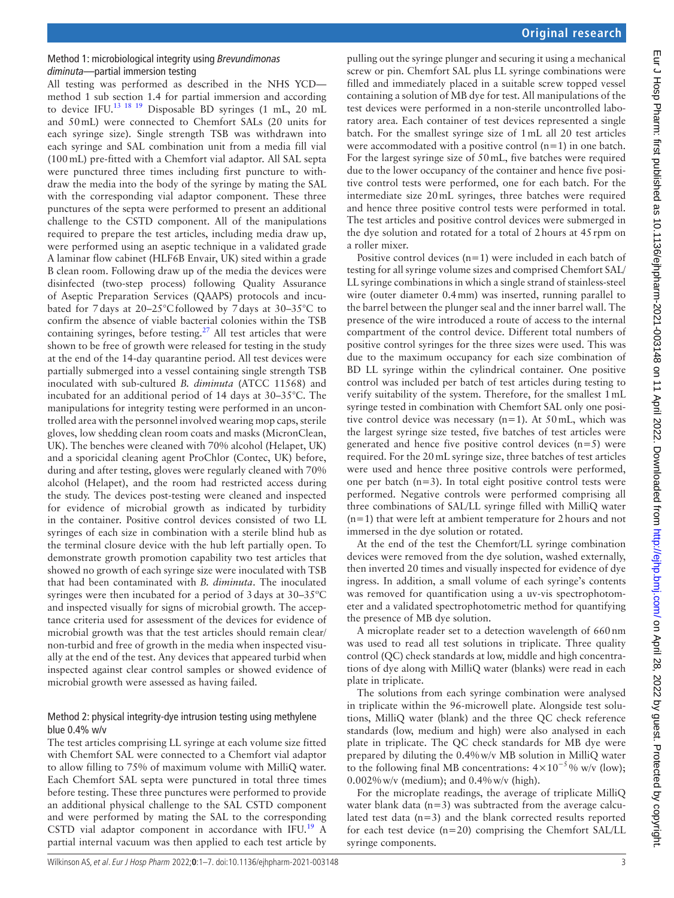### Method 1: microbiological integrity using *Brevundimonas diminuta*—partial immersion testing

All testing was performed as described in the NHS YCD—method 1 sub section 1.4 for partial immersion and according to device IFU.[13 18 19] Disposable BD syringes (1 mL, 20 mL and 50 mL) were connected to Chemfort SALs (20 units for each syringe size). Single strength TSB was withdrawn into each syringe and SAL combination unit from a media fill vial (100 mL) pre-fitted with a Chemfort vial adaptor. All SAL septa were punctured three times including first puncture to withdraw the media into the body of the syringe by mating the SAL with the corresponding vial adaptor component. These three punctures of the septa were performed to present an additional challenge to the CSTD component. All of the manipulations required to prepare the test articles, including media draw up, were performed using an aseptic technique in a validated grade A laminar flow cabinet (HLF6B Envair, UK) sited within a grade B clean room. Following draw up of the media the devices were disinfected (two-step process) following Quality Assurance of Aseptic Preparation Services (QAAPS) protocols and incubated for 7 days at 20–25°C followed by 7 days at 30–35°C to confirm the absence of viable bacterial colonies within the TSB containing syringes, before testing.[27] All test articles that were shown to be free of growth were released for testing in the study at the end of the 14-day quarantine period. All test devices were partially submerged into a vessel containing single strength TSB inoculated with sub-cultured *B. diminuta* (ATCC 11568) and incubated for an additional period of 14 days at 30–35°C. The manipulations for integrity testing were performed in an uncontrolled area with the personnel involved wearing mop caps, sterile gloves, low shedding clean room coats and masks (MicronClean, UK). The benches were cleaned with 70% alcohol (Helapet, UK) and a sporicidal cleaning agent ProChlor (Contec, UK) before, during and after testing, gloves were regularly cleaned with 70% alcohol (Helapet), and the room had restricted access during the study. The devices post-testing were cleaned and inspected for evidence of microbial growth as indicated by turbidity in the container. Positive control devices consisted of two LL syringes of each size in combination with a sterile blind hub as the terminal closure device with the hub left partially open. To demonstrate growth promotion capability two test articles that showed no growth of each syringe size were inoculated with TSB that had been contaminated with *B. diminuta*. The inoculated syringes were then incubated for a period of 3 days at 30–35°C and inspected visually for signs of microbial growth. The acceptance criteria used for assessment of the devices for evidence of microbial growth was that the test articles should remain clear/non-turbid and free of growth in the media when inspected visually at the end of the test. Any devices that appeared turbid when inspected against clear control samples or showed evidence of microbial growth were assessed as having failed.

### Method 2: physical integrity-dye intrusion testing using methylene blue 0.4% w/v

The test articles comprising LL syringe at each volume size fitted with Chemfort SAL were connected to a Chemfort vial adaptor to allow filling to 75% of maximum volume with MilliQ water. Each Chemfort SAL septa were punctured in total three times before testing. These three punctures were performed to provide an additional physical challenge to the SAL CSTD component and were performed by mating the SAL to the corresponding CSTD vial adaptor component in accordance with IFU.[19] A partial internal vacuum was then applied to each test article by pulling out the syringe plunger and securing it using a mechanical screw or pin. Chemfort SAL plus LL syringe combinations were filled and immediately placed in a suitable screw topped vessel containing a solution of MB dye for test. All manipulations of the test devices were performed in a non-sterile uncontrolled laboratory area. Each container of test devices represented a single batch. For the smallest syringe size of 1 mL all 20 test articles were accommodated with a positive control (n=1) in one batch. For the largest syringe size of 50 mL, five batches were required due to the lower occupancy of the container and hence five positive control tests were performed, one for each batch. For the intermediate size 20 mL syringes, three batches were required and hence three positive control tests were performed in total. The test articles and positive control devices were submerged in the dye solution and rotated for a total of 2 hours at 45 rpm on a roller mixer.

Positive control devices (n=1) were included in each batch of testing for all syringe volume sizes and comprised Chemfort SAL/LL syringe combinations in which a single strand of stainless-steel wire (outer diameter 0.4 mm) was inserted, running parallel to the barrel between the plunger seal and the inner barrel wall. The presence of the wire introduced a route of access to the internal compartment of the control device. Different total numbers of positive control syringes for the three sizes were used. This was due to the maximum occupancy for each size combination of BD LL syringe within the cylindrical container. One positive control was included per batch of test articles during testing to verify suitability of the system. Therefore, for the smallest 1 mL syringe tested in combination with Chemfort SAL only one positive control device was necessary (n=1). At 50 mL, which was the largest syringe size tested, five batches of test articles were generated and hence five positive control devices (n=5) were required. For the 20 mL syringe size, three batches of test articles were used and hence three positive controls were performed, one per batch (n=3). In total eight positive control tests were performed. Negative controls were performed comprising all three combinations of SAL/LL syringe filled with MilliQ water (n=1) that were left at ambient temperature for 2 hours and not immersed in the dye solution or rotated.

At the end of the test the Chemfort/LL syringe combination devices were removed from the dye solution, washed externally, then inverted 20 times and visually inspected for evidence of dye ingress. In addition, a small volume of each syringe's contents was removed for quantification using a uv-vis spectrophotometer and a validated spectrophotometric method for quantifying the presence of MB dye solution.

A microplate reader set to a detection wavelength of 660 nm was used to read all test solutions in triplicate. Three quality control (QC) check standards at low, middle and high concentrations of dye along with MilliQ water (blanks) were read in each plate in triplicate.

The solutions from each syringe combination were analysed in triplicate within the 96-microwell plate. Alongside test solutions, MilliQ water (blank) and the three QC check reference standards (low, medium and high) were also analysed in each plate in triplicate. The QC check standards for MB dye were prepared by diluting the 0.4% w/v MB solution in MilliQ water to the following final MB concentrations: $4\times10^{-5}$% w/v (low); 0.002% w/v (medium); and 0.4% w/v (high).

For the microplate readings, the average of triplicate MilliQ water blank data (n=3) was subtracted from the average calculated test data (n=3) and the blank corrected results reported for each test device (n=20) comprising the Chemfort SAL/LL syringe components.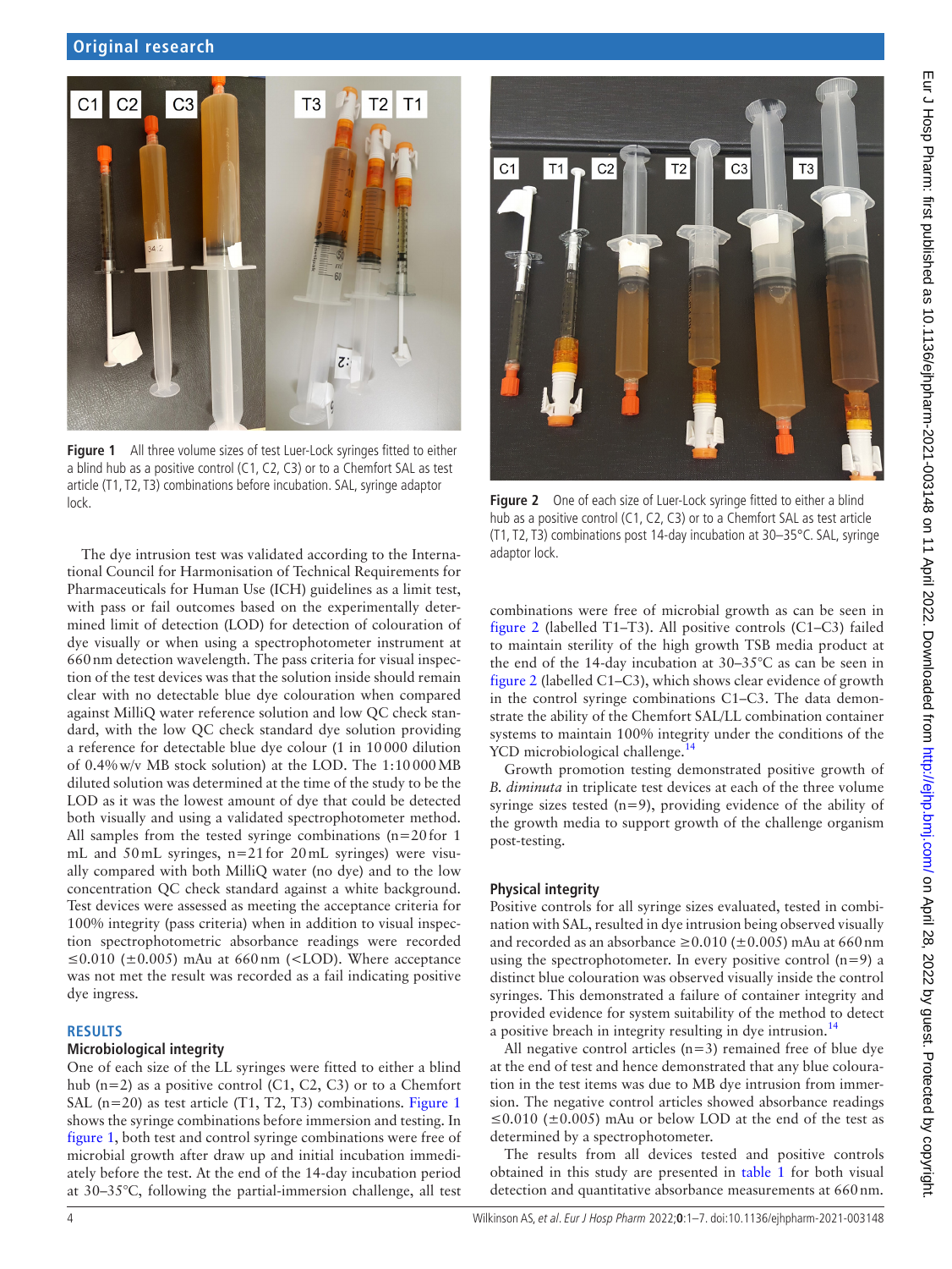Figure 1 All three volume sizes of test Luer-Lock syringes fitted to either a blind hub as a positive control (C1, C2, C3) or to a Chemfort SAL as test article (T1, T2, T3) combinations before incubation. SAL, syringe adaptor lock.

The dye intrusion test was validated according to the International Council for Harmonisation of Technical Requirements for Pharmaceuticals for Human Use (ICH) guidelines as a limit test, with pass or fail outcomes based on the experimentally determined limit of detection (LOD) for detection of colouration of dye visually or when using a spectrophotometer instrument at 660 nm detection wavelength. The pass criteria for visual inspection of the test devices was that the solution inside should remain clear with no detectable blue dye colouration when compared against MilliQ water reference solution and low QC check standard, with the low QC check standard dye solution providing a reference for detectable blue dye colour (1 in 10 000 dilution of 0.4% w/v MB stock solution) at the LOD. The 1:10 000 MB diluted solution was determined at the time of the study to be the LOD as it was the lowest amount of dye that could be detected both visually and using a validated spectrophotometer method. All samples from the tested syringe combinations (n=20 for 1 mL and 50 mL syringes, n=21 for 20 mL syringes) were visually compared with both MilliQ water (no dye) and to the low concentration QC check standard against a white background. Test devices were assessed as meeting the acceptance criteria for 100% integrity (pass criteria) when in addition to visual inspection spectrophotometric absorbance readings were recorded ≤0.010 (±0.005) mAu at 660 nm (<LOD). Where acceptance was not met the result was recorded as a fail indicating positive dye ingress.

## RESULTS

### Microbiological integrity

One of each size of the LL syringes were fitted to either a blind hub (n=2) as a positive control (C1, C2, C3) or to a Chemfort SAL (n=20) as test article (T1, T2, T3) combinations. Figure 1 shows the syringe combinations before immersion and testing. In figure 1, both test and control syringe combinations were free of microbial growth after draw up and initial incubation immediately before the test. At the end of the 14-day incubation period at 30–35°C, following the partial-immersion challenge, all test combinations were free of microbial growth as can be seen in figure 2 (labelled T1–T3). All positive controls (C1–C3) failed to maintain sterility of the high growth TSB media product at the end of the 14-day incubation at 30–35°C as can be seen in figure 2 (labelled C1–C3), which shows clear evidence of growth in the control syringe combinations C1–C3. The data demonstrate the ability of the Chemfort SAL/LL combination container systems to maintain 100% integrity under the conditions of the YCD microbiological challenge.[14]

Figure 2 One of each size of Luer-Lock syringe fitted to either a blind hub as a positive control (C1, C2, C3) or to a Chemfort SAL as test article (T1, T2, T3) combinations post 14-day incubation at 30–35°C. SAL, syringe adaptor lock.

Growth promotion testing demonstrated positive growth of *B. diminuta* in triplicate test devices at each of the three volume syringe sizes tested (n=9), providing evidence of the ability of the growth media to support growth of the challenge organism post-testing.

### Physical integrity

Positive controls for all syringe sizes evaluated, tested in combination with SAL, resulted in dye intrusion being observed visually and recorded as an absorbance ≥0.010 (±0.005) mAu at 660 nm using the spectrophotometer. In every positive control (n=9) a distinct blue colouration was observed visually inside the control syringes. This demonstrated a failure of container integrity and provided evidence for system suitability of the method to detect a positive breach in integrity resulting in dye intrusion.[14]

All negative control articles (n=3) remained free of blue dye at the end of test and hence demonstrated that any blue colouration in the test items was due to MB dye intrusion from immersion. The negative control articles showed absorbance readings ≤0.010 (±0.005) mAu or below LOD at the end of the test as determined by a spectrophotometer.

The results from all devices tested and positive controls obtained in this study are presented in table 1 for both visual detection and quantitative absorbance measurements at 660 nm.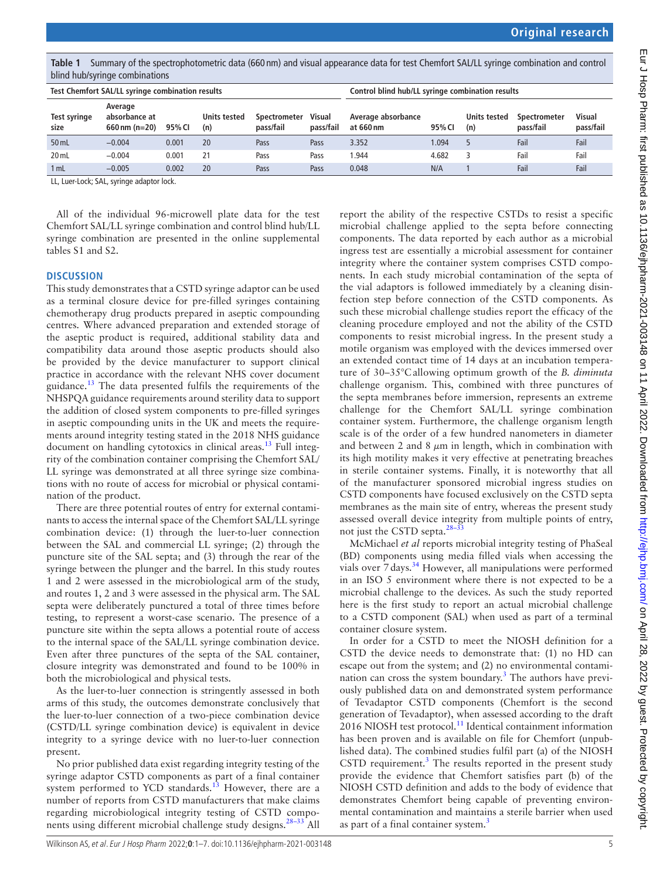**Table 1** Summary of the spectrophotometric data (660 nm) and visual appearance data for test Chemfort SAL/LL syringe combination and control blind hub/syringe combinations

| Test Chemfort SAL/LL syringe combination results | | | | | | Control blind hub/LL syringe combination results | | | | |
|---|---|---|---|---|---|---|---|---|---|---|
| Test syringe size | Average absorbance at 660 nm (n=20) | 95% CI | Units tested (n) | Spectrometer pass/fail | Visual pass/fail | Average absorbance at 660 nm | 95% CI | Units tested (n) | Spectrometer pass/fail | Visual pass/fail |
| 50 mL | −0.004 | 0.001 | 20 | Pass | Pass | 3.352 | 1.094 | 5 | Fail | Fail |
| 20 mL | −0.004 | 0.001 | 21 | Pass | Pass | 1.944 | 4.682 | 3 | Fail | Fail |
| 1 mL | −0.005 | 0.002 | 20 | Pass | Pass | 0.048 | N/A | 1 | Fail | Fail |

LL, Luer-Lock; SAL, syringe adaptor lock.

All of the individual 96-microwell plate data for the test Chemfort SAL/LL syringe combination and control blind hub/LL syringe combination are presented in the online supplemental tables S1 and S2.

## DISCUSSION

This study demonstrates that a CSTD syringe adaptor can be used as a terminal closure device for pre-filled syringes containing chemotherapy drug products prepared in aseptic compounding centres. Where advanced preparation and extended storage of the aseptic product is required, additional stability data and compatibility data around those aseptic products should also be provided by the device manufacturer to support clinical practice in accordance with the relevant NHS cover document guidance.[13] The data presented fulfils the requirements of the NHSPQA guidance requirements around sterility data to support the addition of closed system components to pre-filled syringes in aseptic compounding units in the UK and meets the requirements around integrity testing stated in the 2018 NHS guidance document on handling cytotoxics in clinical areas.[13] Full integrity of the combination container comprising the Chemfort SAL/LL syringe was demonstrated at all three syringe size combinations with no route of access for microbial or physical contamination of the product.

There are three potential routes of entry for external contaminants to access the internal space of the Chemfort SAL/LL syringe combination device: (1) through the luer-to-luer connection between the SAL and commercial LL syringe; (2) through the puncture site of the SAL septa; and (3) through the rear of the syringe between the plunger and the barrel. In this study routes 1 and 2 were assessed in the microbiological arm of the study, and routes 1, 2 and 3 were assessed in the physical arm. The SAL septa were deliberately punctured a total of three times before testing, to represent a worst-case scenario. The presence of a puncture site within the septa allows a potential route of access to the internal space of the SAL/LL syringe combination device. Even after three punctures of the septa of the SAL container, closure integrity was demonstrated and found to be 100% in both the microbiological and physical tests.

As the luer-to-luer connection is stringently assessed in both arms of this study, the outcomes demonstrate conclusively that the luer-to-luer connection of a two-piece combination device (CSTD/LL syringe combination device) is equivalent in device integrity to a syringe device with no luer-to-luer connection present.

No prior published data exist regarding integrity testing of the syringe adaptor CSTD components as part of a final container system performed to YCD standards.[13] However, there are a number of reports from CSTD manufacturers that make claims regarding microbiological integrity testing of CSTD components using different microbial challenge study designs.[28–33] All report the ability of the respective CSTDs to resist a specific microbial challenge applied to the septa before connecting components. The data reported by each author as a microbial ingress test are essentially a microbial assessment for container integrity where the container system comprises CSTD components. In each study microbial contamination of the septa of the vial adaptors is followed immediately by a cleaning disinfection step before connection of the CSTD components. As such these microbial challenge studies report the efficacy of the cleaning procedure employed and not the ability of the CSTD components to resist microbial ingress. In the present study a motile organism was employed with the devices immersed over an extended contact time of 14 days at an incubation temperature of 30–35°C allowing optimum growth of the *B. diminuta* challenge organism. This, combined with three punctures of the septa membranes before immersion, represents an extreme challenge for the Chemfort SAL/LL syringe combination container system. Furthermore, the challenge organism length scale is of the order of a few hundred nanometers in diameter and between 2 and 8 $\mu$m in length, which in combination with its high motility makes it very effective at penetrating breaches in sterile container systems. Finally, it is noteworthy that all of the manufacturer sponsored microbial ingress studies on CSTD components have focused exclusively on the CSTD septa membranes as the main site of entry, whereas the present study assessed overall device integrity from multiple points of entry, not just the CSTD septa.[28–33]

McMichael *et al* reports microbial integrity testing of PhaSeal (BD) components using media filled vials when accessing the vials over 7 days.[34] However, all manipulations were performed in an ISO 5 environment where there is not expected to be a microbial challenge to the devices. As such the study reported here is the first study to report an actual microbial challenge to a CSTD component (SAL) when used as part of a terminal container closure system.

In order for a CSTD to meet the NIOSH definition for a CSTD the device needs to demonstrate that: (1) no HD can escape out from the system; and (2) no environmental contamination can cross the system boundary.[3] The authors have previously published data on and demonstrated system performance of Tevadaptor CSTD components (Chemfort is the second generation of Tevadaptor), when assessed according to the draft 2016 NIOSH test protocol.[11] Identical containment information has been proven and is available on file for Chemfort (unpublished data). The combined studies fulfil part (a) of the NIOSH CSTD requirement.[3] The results reported in the present study provide the evidence that Chemfort satisfies part (b) of the NIOSH CSTD definition and adds to the body of evidence that demonstrates Chemfort being capable of preventing environmental contamination and maintains a sterile barrier when used as part of a final container system.[3]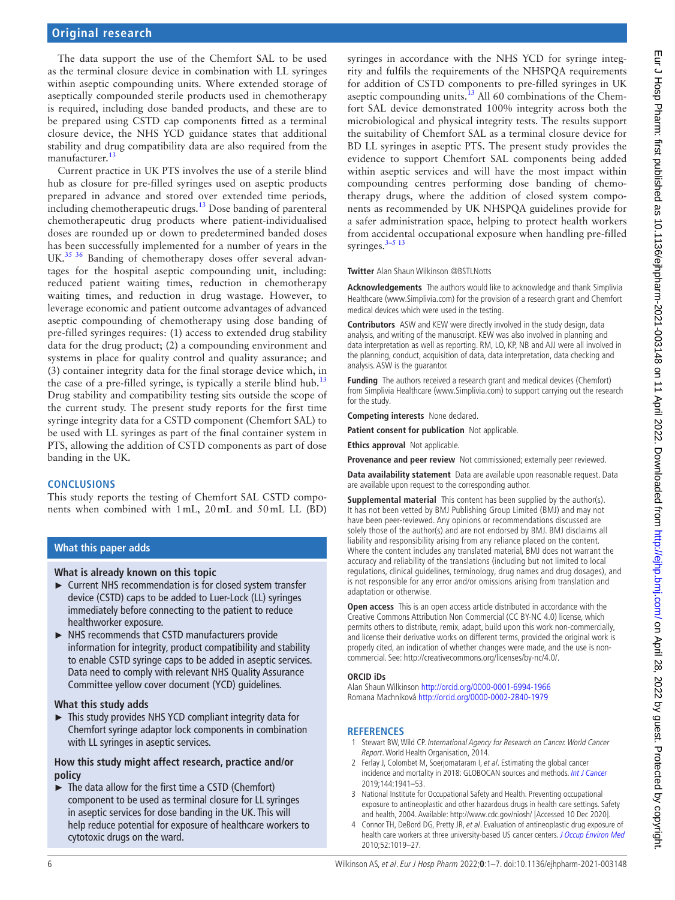The data support the use of the Chemfort SAL to be used as the terminal closure device in combination with LL syringes within aseptic compounding units. Where extended storage of aseptically compounded sterile products used in chemotherapy is required, including dose banded products, and these are to be prepared using CSTD cap components fitted as a terminal closure device, the NHS YCD guidance states that additional stability and drug compatibility data are also required from the manufacturer.[13]

Current practice in UK PTS involves the use of a sterile blind hub as closure for pre-filled syringes used on aseptic products prepared in advance and stored over extended time periods, including chemotherapeutic drugs.[13] Dose banding of parenteral chemotherapeutic drug products where patient-individualised doses are rounded up or down to predetermined banded doses has been successfully implemented for a number of years in the UK.[35 36] Banding of chemotherapy doses offer several advantages for the hospital aseptic compounding unit, including: reduced patient waiting times, reduction in chemotherapy waiting times, and reduction in drug wastage. However, to leverage economic and patient outcome advantages of advanced aseptic compounding of chemotherapy using dose banding of pre-filled syringes requires: (1) access to extended drug stability data for the drug product; (2) a compounding environment and systems in place for quality control and quality assurance; and (3) container integrity data for the final storage device which, in the case of a pre-filled syringe, is typically a sterile blind hub.[13] Drug stability and compatibility testing sits outside the scope of the current study. The present study reports for the first time syringe integrity data for a CSTD component (Chemfort SAL) to be used with LL syringes as part of the final container system in PTS, allowing the addition of CSTD components as part of dose banding in the UK.

## CONCLUSIONS

This study reports the testing of Chemfort SAL CSTD components when combined with 1 mL, 20 mL and 50 mL LL (BD) syringes in accordance with the NHS YCD for syringe integrity and fulfils the requirements of the NHSPQA requirements for addition of CSTD components to pre-filled syringes in UK aseptic compounding units.[13] All 60 combinations of the Chemfort SAL device demonstrated 100% integrity across both the microbiological and physical integrity tests. The results support the suitability of Chemfort SAL as a terminal closure device for BD LL syringes in aseptic PTS. The present study provides the evidence to support Chemfort SAL components being added within aseptic services and will have the most impact within compounding centres performing dose banding of chemotherapy drugs, where the addition of closed system components as recommended by UK NHSPQA guidelines provide for a safer administration space, helping to protect health workers from accidental occupational exposure when handling pre-filled syringes.[3–5 13]

### What this paper adds

**What is already known on this topic**

- ► Current NHS recommendation is for closed system transfer device (CSTD) caps to be added to Luer-Lock (LL) syringes immediately before connecting to the patient to reduce healthworker exposure.
- ► NHS recommends that CSTD manufacturers provide information for integrity, product compatibility and stability to enable CSTD syringe caps to be added in aseptic services. Data need to comply with relevant NHS Quality Assurance Committee yellow cover document (YCD) guidelines.

**What this study adds**

- ► This study provides NHS YCD compliant integrity data for Chemfort syringe adaptor lock components in combination with LL syringes in aseptic services.

**How this study might affect research, practice and/or policy**

- ► The data allow for the first time a CSTD (Chemfort) component to be used as terminal closure for LL syringes in aseptic services for dose banding in the UK. This will help reduce potential for exposure of healthcare workers to cytotoxic drugs on the ward.

**Twitter** Alan Shaun Wilkinson @BSTLNotts

**Acknowledgements** The authors would like to acknowledge and thank Simplivia Healthcare (www.Simplivia.com) for the provision of a research grant and Chemfort medical devices which were used in the testing.

**Contributors** ASW and KEW were directly involved in the study design, data analysis, and writing of the manuscript. KEW was also involved in planning and data interpretation as well as reporting. RM, LO, KP, NB and AJJ were all involved in the planning, conduct, acquisition of data, data interpretation, data checking and analysis. ASW is the guarantor.

**Funding** The authors received a research grant and medical devices (Chemfort) from Simplivia Healthcare (www.Simplivia.com) to support carrying out the research for the study.

**Competing interests** None declared.

**Patient consent for publication** Not applicable.

**Ethics approval** Not applicable.

**Provenance and peer review** Not commissioned; externally peer reviewed.

**Data availability statement** Data are available upon reasonable request. Data are available upon request to the corresponding author.

**Supplemental material** This content has been supplied by the author(s). It has not been vetted by BMJ Publishing Group Limited (BMJ) and may not have been peer-reviewed. Any opinions or recommendations discussed are solely those of the author(s) and are not endorsed by BMJ. BMJ disclaims all liability and responsibility arising from any reliance placed on the content. Where the content includes any translated material, BMJ does not warrant the accuracy and reliability of the translations (including but not limited to local regulations, clinical guidelines, terminology, drug names and drug dosages), and is not responsible for any error and/or omissions arising from translation and adaptation or otherwise.

**Open access** This is an open access article distributed in accordance with the Creative Commons Attribution Non Commercial (CC BY-NC 4.0) license, which permits others to distribute, remix, adapt, build upon this work non-commercially, and license their derivative works on different terms, provided the original work is properly cited, an indication of whether changes were made, and the use is non-commercial. See: http://creativecommons.org/licenses/by-nc/4.0/.

**ORCID iDs**

Alan Shaun Wilkinson http://orcid.org/0000-0001-6994-1966
Romana Machníková http://orcid.org/0000-0002-2840-1979

## REFERENCES

1. Stewart BW, Wild CP. *International Agency for Research on Cancer. World Cancer Report*. World Health Organisation, 2014.
2. Ferlay J, Colombet M, Soerjomataram I, *et al*. Estimating the global cancer incidence and mortality in 2018: GLOBOCAN sources and methods. *Int J Cancer* 2019;144:1941–53.
3. National Institute for Occupational Safety and Health. Preventing occupational exposure to antineoplastic and other hazardous drugs in health care settings. Safety and health, 2004. Available: http://www.cdc.gov/niosh/ [Accessed 10 Dec 2020].
4. Connor TH, DeBord DG, Pretty JR, *et al*. Evaluation of antineoplastic drug exposure of health care workers at three university-based US cancer centers. *J Occup Environ Med* 2010;52:1019–27.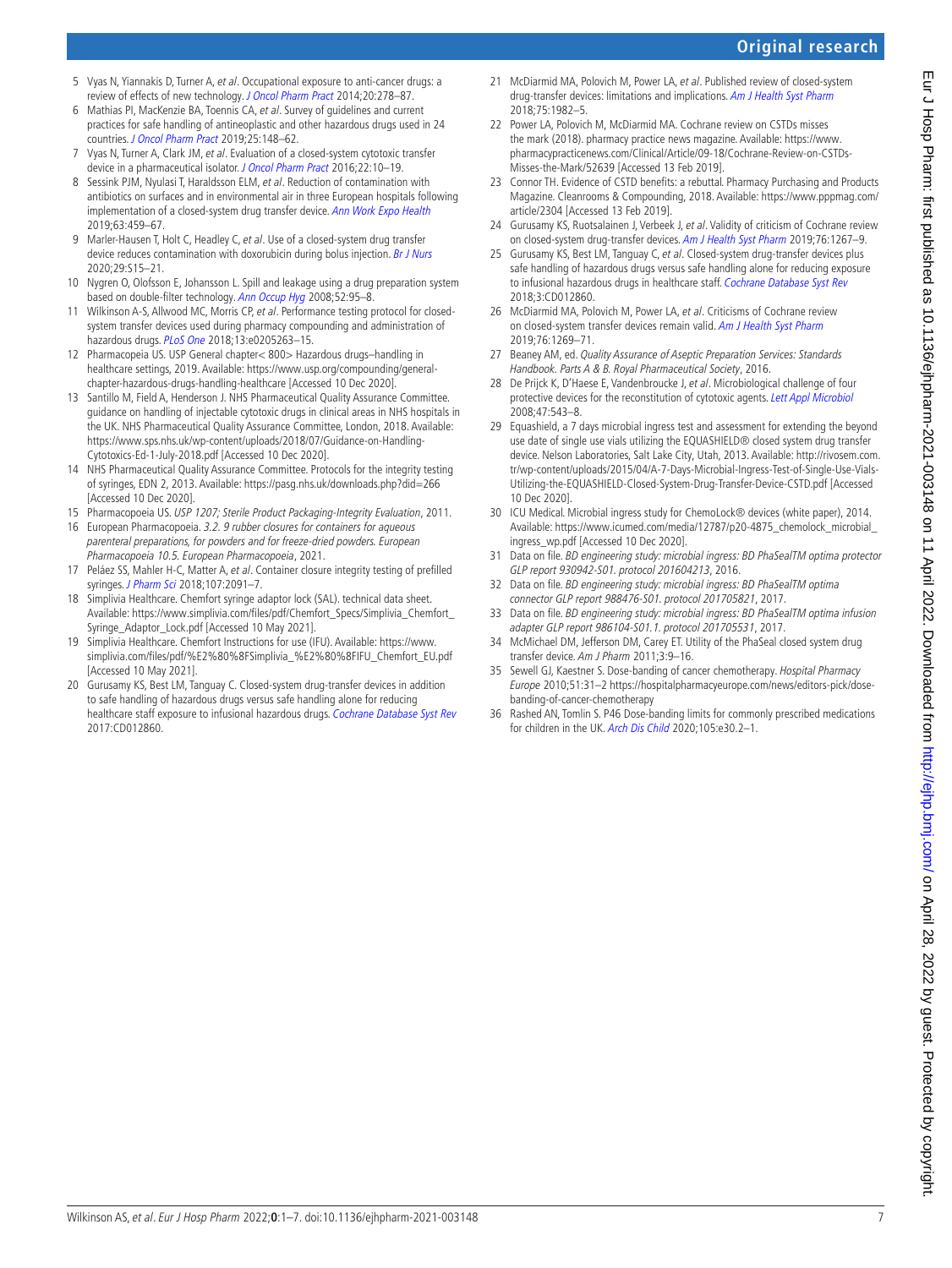5 Vyas N, Yiannakis D, Turner A, *et al*. Occupational exposure to anti-cancer drugs: a review of effects of new technology. *J Oncol Pharm Pract* 2014;20:278–87.

6 Mathias PI, MacKenzie BA, Toennis CA, *et al*. Survey of guidelines and current practices for safe handling of antineoplastic and other hazardous drugs used in 24 countries. *J Oncol Pharm Pract* 2019;25:148–62.

7 Vyas N, Turner A, Clark JM, *et al*. Evaluation of a closed-system cytotoxic transfer device in a pharmaceutical isolator. *J Oncol Pharm Pract* 2016;22:10–19.

8 Sessink PJM, Nyulasi T, Haraldsson ELM, *et al*. Reduction of contamination with antibiotics on surfaces and in environmental air in three European hospitals following implementation of a closed-system drug transfer device. *Ann Work Expo Health* 2019;63:459–67.

9 Marler-Hausen T, Holt C, Headley C, *et al*. Use of a closed-system drug transfer device reduces contamination with doxorubicin during bolus injection. *Br J Nurs* 2020;29:S15–21.

10 Nygren O, Olofsson E, Johansson L. Spill and leakage using a drug preparation system based on double-filter technology. *Ann Occup Hyg* 2008;52:95–8.

11 Wilkinson A-S, Allwood MC, Morris CP, *et al*. Performance testing protocol for closed-system transfer devices used during pharmacy compounding and administration of hazardous drugs. *PLoS One* 2018;13:e0205263–15.

12 Pharmacopeia US. USP General chapter< 800> Hazardous drugs–handling in healthcare settings, 2019. Available: https://www.usp.org/compounding/general-chapter-hazardous-drugs-handling-healthcare [Accessed 10 Dec 2020].

13 Santillo M, Field A, Henderson J. NHS Pharmaceutical Quality Assurance Committee. guidance on handling of injectable cytotoxic drugs in clinical areas in NHS hospitals in the UK. NHS Pharmaceutical Quality Assurance Committee, London, 2018. Available: https://www.sps.nhs.uk/wp-content/uploads/2018/07/Guidance-on-Handling-Cytotoxics-Ed-1-July-2018.pdf [Accessed 10 Dec 2020].

14 NHS Pharmaceutical Quality Assurance Committee. Protocols for the integrity testing of syringes, EDN 2, 2013. Available: https://pasg.nhs.uk/downloads.php?did=266 [Accessed 10 Dec 2020].

15 Pharmacopoeia US. *USP 1207; Sterile Product Packaging-Integrity Evaluation*, 2011.

16 European Pharmacopoeia. *3.2. 9 rubber closures for containers for aqueous parenteral preparations, for powders and for freeze-dried powders. European Pharmacopoeia 10.5. European Pharmacopoeia*, 2021.

17 Peláez SS, Mahler H-C, Matter A, *et al*. Container closure integrity testing of prefilled syringes. *J Pharm Sci* 2018;107:2091–7.

18 Simplivia Healthcare. Chemfort syringe adaptor lock (SAL). technical data sheet. Available: https://www.simplivia.com/files/pdf/Chemfort_Specs/Simplivia_Chemfort_Syringe_Adaptor_Lock.pdf [Accessed 10 May 2021].

19 Simplivia Healthcare. Chemfort Instructions for use (IFU). Available: https://www.simplivia.com/files/pdf/%E2%80%8FSimplivia_%E2%80%8FIFU_Chemfort_EU.pdf [Accessed 10 May 2021].

20 Gurusamy KS, Best LM, Tanguay C. Closed-system drug-transfer devices in addition to safe handling of hazardous drugs versus safe handling alone for reducing healthcare staff exposure to infusional hazardous drugs. *Cochrane Database Syst Rev* 2017:CD012860.

21 McDiarmid MA, Polovich M, Power LA, *et al*. Published review of closed-system drug-transfer devices: limitations and implications. *Am J Health Syst Pharm* 2018;75:1982–5.

22 Power LA, Polovich M, McDiarmid MA. Cochrane review on CSTDs misses the mark (2018). pharmacy practice news magazine. Available: https://www.pharmacypracticenews.com/Clinical/Article/09-18/Cochrane-Review-on-CSTDs-Misses-the-Mark/52639 [Accessed 13 Feb 2019].

23 Connor TH. Evidence of CSTD benefits: a rebuttal. Pharmacy Purchasing and Products Magazine. Cleanrooms & Compounding, 2018. Available: https://www.pppmag.com/article/2304 [Accessed 13 Feb 2019].

24 Gurusamy KS, Ruotsalainen J, Verbeek J, *et al*. Validity of criticism of Cochrane review on closed-system drug-transfer devices. *Am J Health Syst Pharm* 2019;76:1267–9.

25 Gurusamy KS, Best LM, Tanguay C, *et al*. Closed-system drug-transfer devices plus safe handling of hazardous drugs versus safe handling alone for reducing exposure to infusional hazardous drugs in healthcare staff. *Cochrane Database Syst Rev* 2018;3:CD012860.

26 McDiarmid MA, Polovich M, Power LA, *et al*. Criticisms of Cochrane review on closed-system transfer devices remain valid. *Am J Health Syst Pharm* 2019;76:1269–71.

27 Beaney AM, ed. *Quality Assurance of Aseptic Preparation Services: Standards Handbook. Parts A & B. Royal Pharmaceutical Society*, 2016.

28 De Prijck K, D'Haese E, Vandenbroucke J, *et al*. Microbiological challenge of four protective devices for the reconstitution of cytotoxic agents. *Lett Appl Microbiol* 2008;47:543–8.

29 Equashield, a 7 days microbial ingress test and assessment for extending the beyond use date of single use vials utilizing the EQUASHIELD® closed system drug transfer device. Nelson Laboratories, Salt Lake City, Utah, 2013. Available: http://rivosem.com.tr/wp-content/uploads/2015/04/A-7-Days-Microbial-Ingress-Test-of-Single-Use-Vials-Utilizing-the-EQUASHIELD-Closed-System-Drug-Transfer-Device-CSTD.pdf [Accessed 10 Dec 2020].

30 ICU Medical. Microbial ingress study for ChemoLock® devices (white paper), 2014. Available: https://www.icumed.com/media/12787/p20-4875_chemolock_microbial_ingress_wp.pdf [Accessed 10 Dec 2020].

31 Data on file. *BD engineering study: microbial ingress: BD PhaSealTM optima protector GLP report 930942-S01. protocol 201604213*, 2016.

32 Data on file. *BD engineering study: microbial ingress: BD PhaSealTM optima connector GLP report 988476-S01. protocol 201705821*, 2017.

33 Data on file. *BD engineering study: microbial ingress: BD PhaSealTM optima infusion adapter GLP report 986104-S01.1. protocol 201705531*, 2017.

34 McMichael DM, Jefferson DM, Carey ET. Utility of the PhaSeal closed system drug transfer device. *Am J Pharm* 2011;3:9–16.

35 Sewell GJ, Kaestner S. Dose-banding of cancer chemotherapy. *Hospital Pharmacy Europe* 2010;51:31–2 https://hospitalpharmacyeurope.com/news/editors-pick/dose-banding-of-cancer-chemotherapy

36 Rashed AN, Tomlin S. P46 Dose-banding limits for commonly prescribed medications for children in the UK. *Arch Dis Child* 2020;105:e30.2–1.